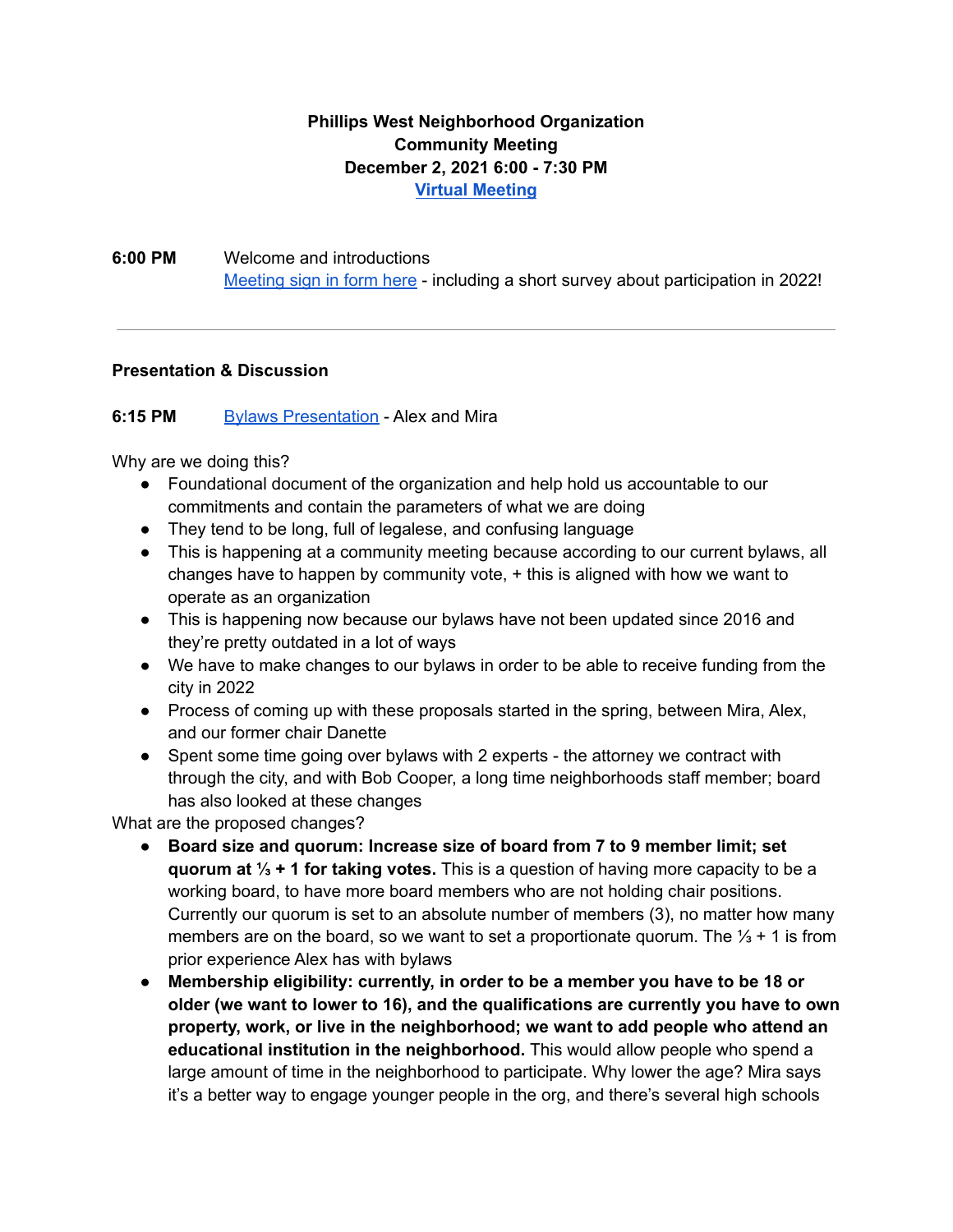**Phillips West Neighborhood Organization**
**Community Meeting**
**December 2, 2021 6:00 - 7:30 PM**
**[Virtual Meeting]**

**6:00 PM** Welcome and introductions
[Meeting sign in form here] - including a short survey about participation in 2022!

---

**Presentation & Discussion**

**6:15 PM** [Bylaws Presentation] - Alex and Mira

Why are we doing this?

- Foundational document of the organization and help hold us accountable to our commitments and contain the parameters of what we are doing
- They tend to be long, full of legalese, and confusing language
- This is happening at a community meeting because according to our current bylaws, all changes have to happen by community vote, + this is aligned with how we want to operate as an organization
- This is happening now because our bylaws have not been updated since 2016 and they're pretty outdated in a lot of ways
- We have to make changes to our bylaws in order to be able to receive funding from the city in 2022
- Process of coming up with these proposals started in the spring, between Mira, Alex, and our former chair Danette
- Spent some time going over bylaws with 2 experts - the attorney we contract with through the city, and with Bob Cooper, a long time neighborhoods staff member; board has also looked at these changes

What are the proposed changes?

- **Board size and quorum: Increase size of board from 7 to 9 member limit; set quorum at ⅓ + 1 for taking votes.** This is a question of having more capacity to be a working board, to have more board members who are not holding chair positions. Currently our quorum is set to an absolute number of members (3), no matter how many members are on the board, so we want to set a proportionate quorum. The ⅓ + 1 is from prior experience Alex has with bylaws
- **Membership eligibility: currently, in order to be a member you have to be 18 or older (we want to lower to 16), and the qualifications are currently you have to own property, work, or live in the neighborhood; we want to add people who attend an educational institution in the neighborhood.** This would allow people who spend a large amount of time in the neighborhood to participate. Why lower the age? Mira says it's a better way to engage younger people in the org, and there's several high schools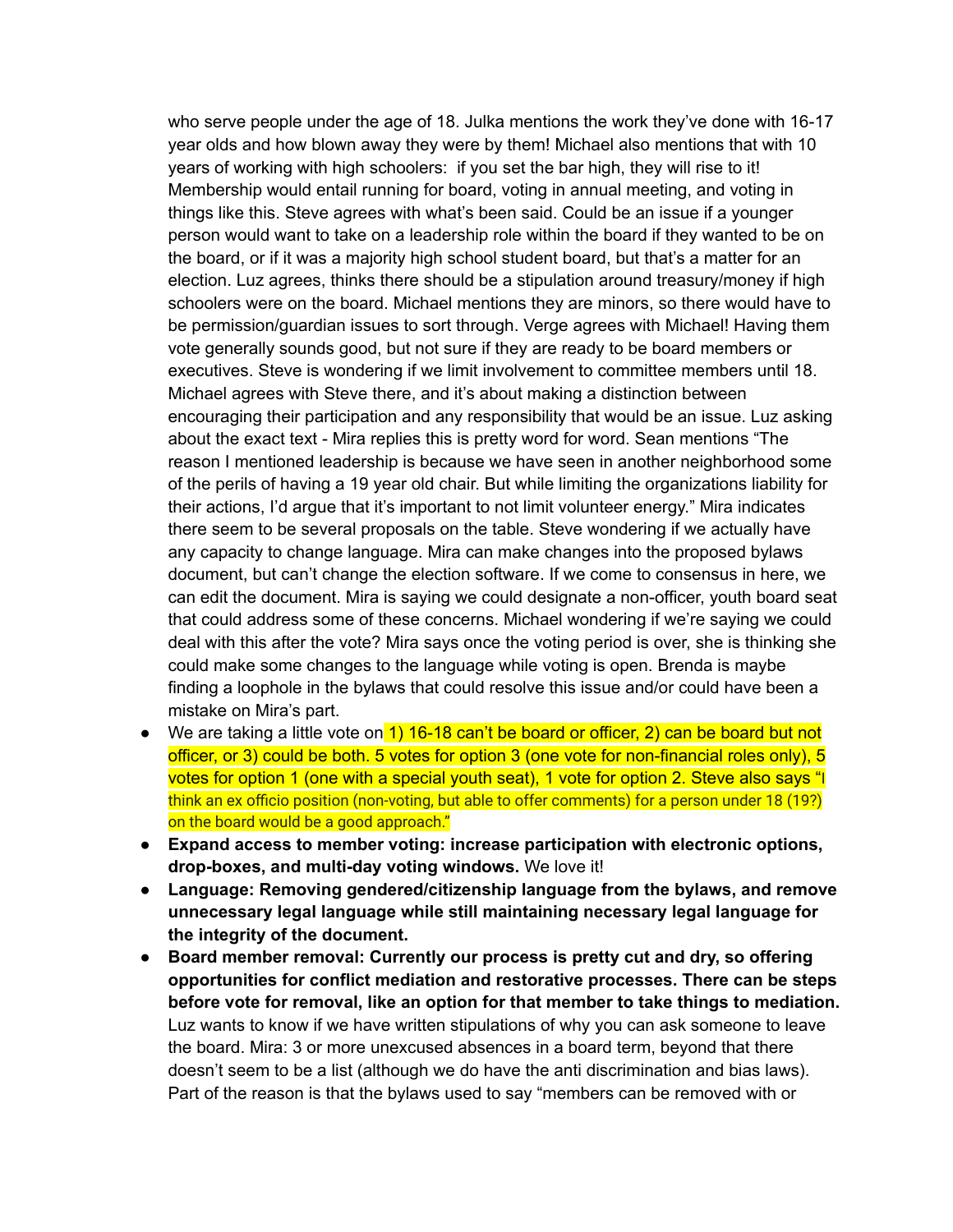who serve people under the age of 18. Julka mentions the work they've done with 16-17 year olds and how blown away they were by them! Michael also mentions that with 10 years of working with high schoolers: if you set the bar high, they will rise to it! Membership would entail running for board, voting in annual meeting, and voting in things like this. Steve agrees with what's been said. Could be an issue if a younger person would want to take on a leadership role within the board if they wanted to be on the board, or if it was a majority high school student board, but that's a matter for an election. Luz agrees, thinks there should be a stipulation around treasury/money if high schoolers were on the board. Michael mentions they are minors, so there would have to be permission/guardian issues to sort through. Verge agrees with Michael! Having them vote generally sounds good, but not sure if they are ready to be board members or executives. Steve is wondering if we limit involvement to committee members until 18. Michael agrees with Steve there, and it's about making a distinction between encouraging their participation and any responsibility that would be an issue. Luz asking about the exact text - Mira replies this is pretty word for word. Sean mentions "The reason I mentioned leadership is because we have seen in another neighborhood some of the perils of having a 19 year old chair. But while limiting the organizations liability for their actions, I'd argue that it's important to not limit volunteer energy." Mira indicates there seem to be several proposals on the table. Steve wondering if we actually have any capacity to change language. Mira can make changes into the proposed bylaws document, but can't change the election software. If we come to consensus in here, we can edit the document. Mira is saying we could designate a non-officer, youth board seat that could address some of these concerns. Michael wondering if we're saying we could deal with this after the vote? Mira says once the voting period is over, she is thinking she could make some changes to the language while voting is open. Brenda is maybe finding a loophole in the bylaws that could resolve this issue and/or could have been a mistake on Mira's part.

- We are taking a little vote on 1) 16-18 can't be board or officer, 2) can be board but not officer, or 3) could be both. 5 votes for option 3 (one vote for non-financial roles only), 5 votes for option 1 (one with a special youth seat), 1 vote for option 2. Steve also says "I think an ex officio position (non-voting, but able to offer comments) for a person under 18 (19?) on the board would be a good approach."
- **Expand access to member voting: increase participation with electronic options, drop-boxes, and multi-day voting windows.** We love it!
- **Language: Removing gendered/citizenship language from the bylaws, and remove unnecessary legal language while still maintaining necessary legal language for the integrity of the document.**
- **Board member removal: Currently our process is pretty cut and dry, so offering opportunities for conflict mediation and restorative processes. There can be steps before vote for removal, like an option for that member to take things to mediation.** Luz wants to know if we have written stipulations of why you can ask someone to leave the board. Mira: 3 or more unexcused absences in a board term, beyond that there doesn't seem to be a list (although we do have the anti discrimination and bias laws). Part of the reason is that the bylaws used to say "members can be removed with or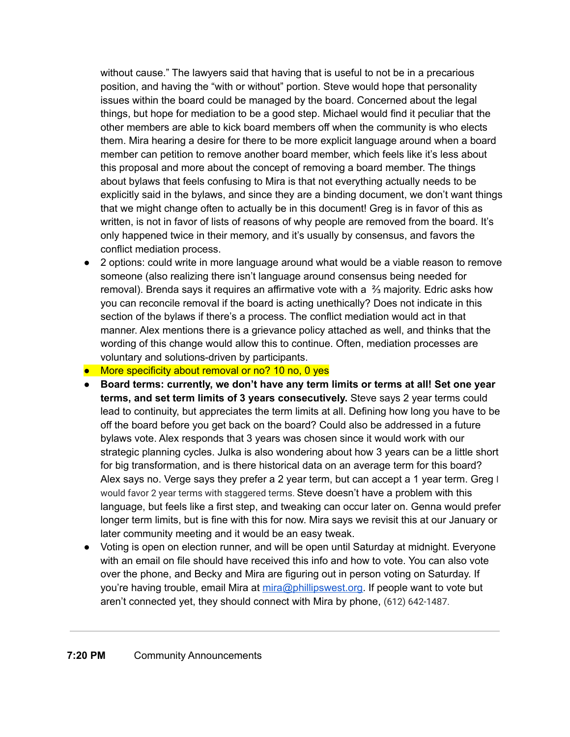without cause." The lawyers said that having that is useful to not be in a precarious position, and having the "with or without" portion. Steve would hope that personality issues within the board could be managed by the board. Concerned about the legal things, but hope for mediation to be a good step. Michael would find it peculiar that the other members are able to kick board members off when the community is who elects them. Mira hearing a desire for there to be more explicit language around when a board member can petition to remove another board member, which feels like it's less about this proposal and more about the concept of removing a board member. The things about bylaws that feels confusing to Mira is that not everything actually needs to be explicitly said in the bylaws, and since they are a binding document, we don't want things that we might change often to actually be in this document! Greg is in favor of this as written, is not in favor of lists of reasons of why people are removed from the board. It's only happened twice in their memory, and it's usually by consensus, and favors the conflict mediation process.

- 2 options: could write in more language around what would be a viable reason to remove someone (also realizing there isn't language around consensus being needed for removal). Brenda says it requires an affirmative vote with a ⅔ majority. Edric asks how you can reconcile removal if the board is acting unethically? Does not indicate in this section of the bylaws if there's a process. The conflict mediation would act in that manner. Alex mentions there is a grievance policy attached as well, and thinks that the wording of this change would allow this to continue. Often, mediation processes are voluntary and solutions-driven by participants.
- More specificity about removal or no? 10 no, 0 yes
- **Board terms: currently, we don't have any term limits or terms at all! Set one year terms, and set term limits of 3 years consecutively.** Steve says 2 year terms could lead to continuity, but appreciates the term limits at all. Defining how long you have to be off the board before you get back on the board? Could also be addressed in a future bylaws vote. Alex responds that 3 years was chosen since it would work with our strategic planning cycles. Julka is also wondering about how 3 years can be a little short for big transformation, and is there historical data on an average term for this board? Alex says no. Verge says they prefer a 2 year term, but can accept a 1 year term. Greg I would favor 2 year terms with staggered terms. Steve doesn't have a problem with this language, but feels like a first step, and tweaking can occur later on. Genna would prefer longer term limits, but is fine with this for now. Mira says we revisit this at our January or later community meeting and it would be an easy tweak.
- Voting is open on election runner, and will be open until Saturday at midnight. Everyone with an email on file should have received this info and how to vote. You can also vote over the phone, and Becky and Mira are figuring out in person voting on Saturday. If you're having trouble, email Mira at [mira@phillipswest.org](mailto:mira@phillipswest.org). If people want to vote but aren't connected yet, they should connect with Mira by phone, (612) 642-1487.

---

**7:20 PM** Community Announcements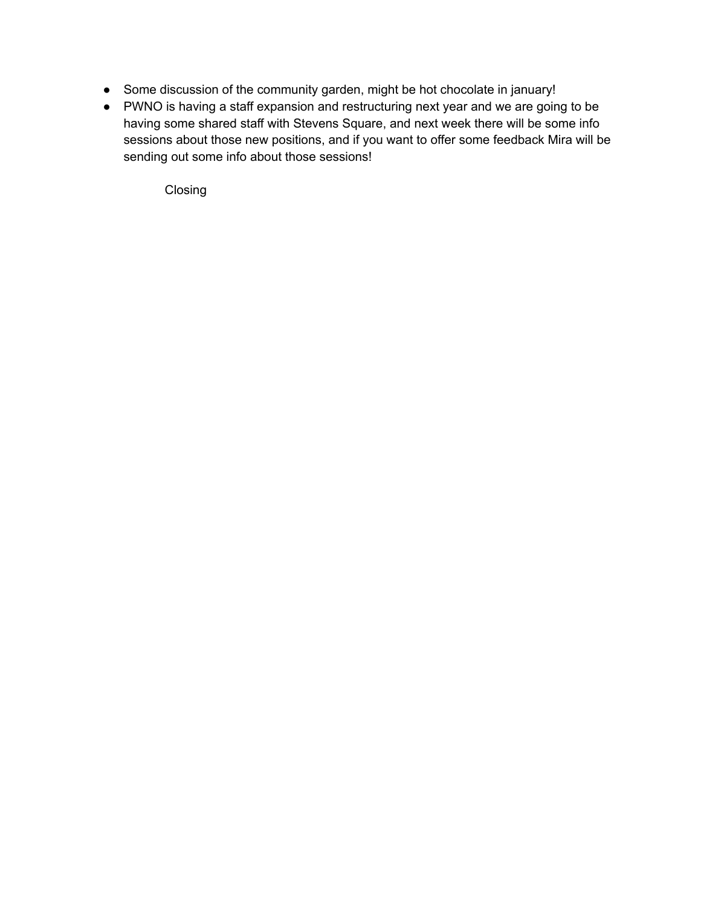- Some discussion of the community garden, might be hot chocolate in january!
- PWNO is having a staff expansion and restructuring next year and we are going to be having some shared staff with Stevens Square, and next week there will be some info sessions about those new positions, and if you want to offer some feedback Mira will be sending out some info about those sessions!

Closing